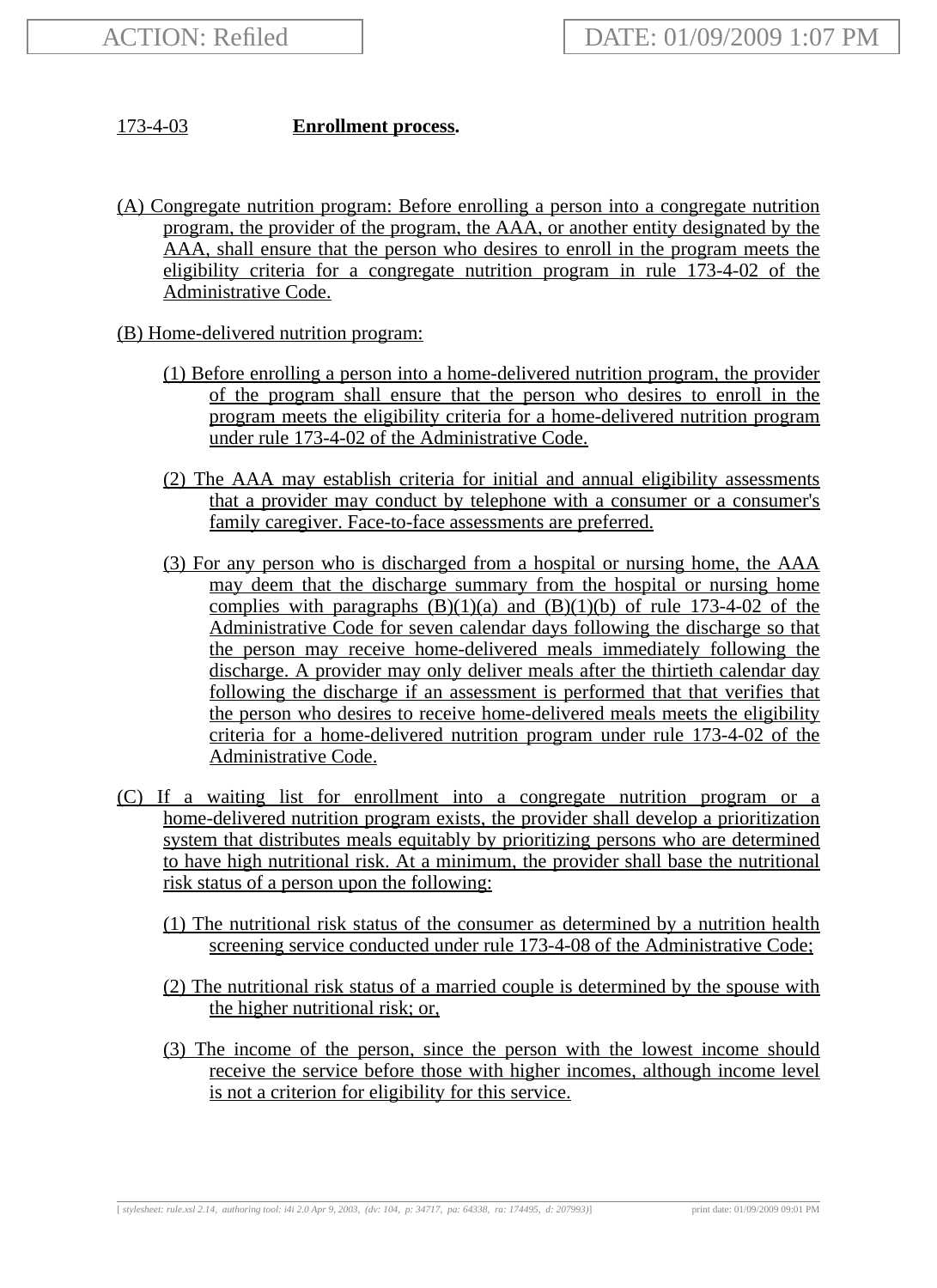ACTION: Refiled

DATE: 01/09/2009 1:07 PM

173-4-03 **Enrollment process.**

(A) Congregate nutrition program: Before enrolling a person into a congregate nutrition program, the provider of the program, the AAA, or another entity designated by the AAA, shall ensure that the person who desires to enroll in the program meets the eligibility criteria for a congregate nutrition program in rule 173-4-02 of the Administrative Code.

(B) Home-delivered nutrition program:

(1) Before enrolling a person into a home-delivered nutrition program, the provider of the program shall ensure that the person who desires to enroll in the program meets the eligibility criteria for a home-delivered nutrition program under rule 173-4-02 of the Administrative Code.

(2) The AAA may establish criteria for initial and annual eligibility assessments that a provider may conduct by telephone with a consumer or a consumer's family caregiver. Face-to-face assessments are preferred.

(3) For any person who is discharged from a hospital or nursing home, the AAA may deem that the discharge summary from the hospital or nursing home complies with paragraphs (B)(1)(a) and (B)(1)(b) of rule 173-4-02 of the Administrative Code for seven calendar days following the discharge so that the person may receive home-delivered meals immediately following the discharge. A provider may only deliver meals after the thirtieth calendar day following the discharge if an assessment is performed that that verifies that the person who desires to receive home-delivered meals meets the eligibility criteria for a home-delivered nutrition program under rule 173-4-02 of the Administrative Code.

(C) If a waiting list for enrollment into a congregate nutrition program or a home-delivered nutrition program exists, the provider shall develop a prioritization system that distributes meals equitably by prioritizing persons who are determined to have high nutritional risk. At a minimum, the provider shall base the nutritional risk status of a person upon the following:

(1) The nutritional risk status of the consumer as determined by a nutrition health screening service conducted under rule 173-4-08 of the Administrative Code;

(2) The nutritional risk status of a married couple is determined by the spouse with the higher nutritional risk; or,

(3) The income of the person, since the person with the lowest income should receive the service before those with higher incomes, although income level is not a criterion for eligibility for this service.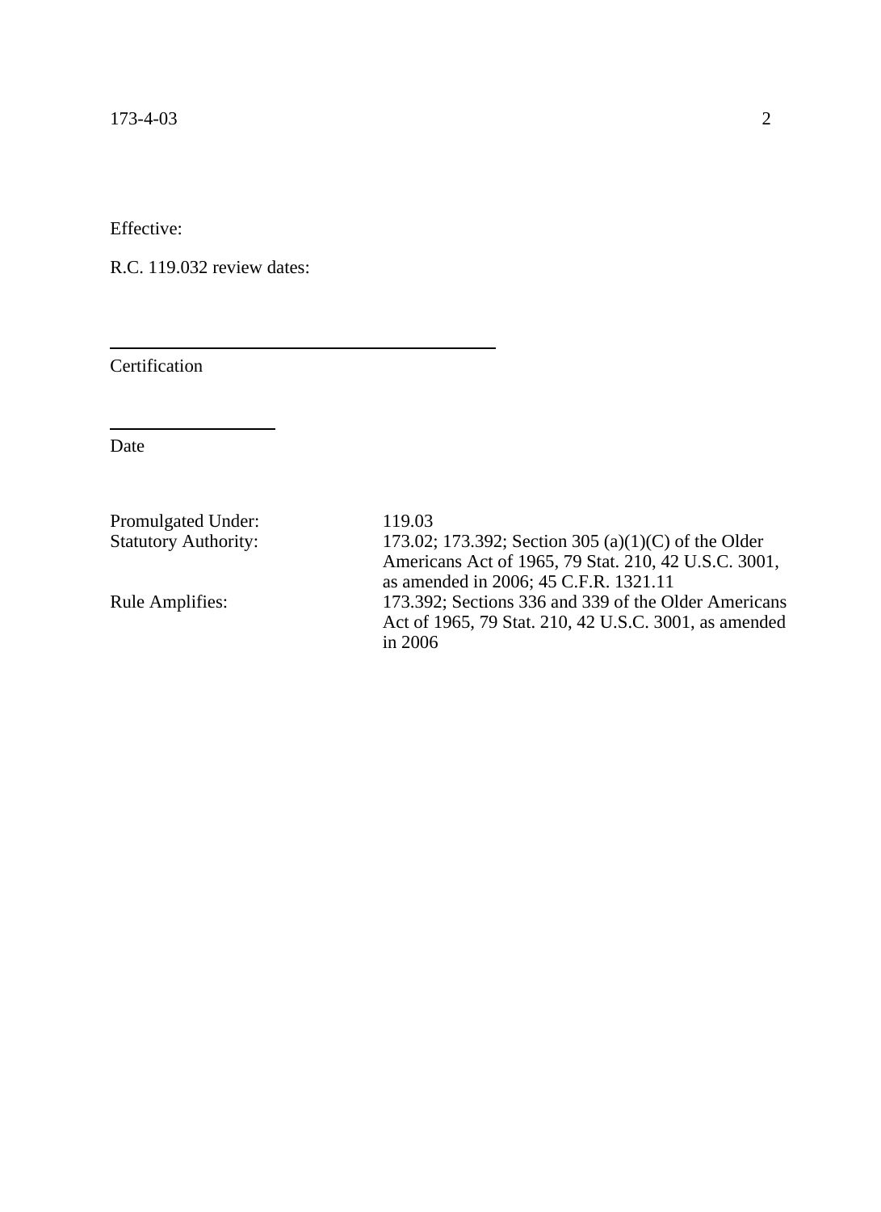Effective:

R.C. 119.032 review dates:

\_\_\_\_\_\_\_\_\_\_\_\_\_\_\_\_\_\_\_\_\_\_\_\_\_\_\_\_\_\_\_\_\_\_\_\_\_\_\_\_

Certification

\_\_\_\_\_\_\_\_\_\_\_\_\_\_\_\_\_

Date

| | |
|---|---|
| Promulgated Under: | 119.03 |
| Statutory Authority: | 173.02; 173.392; Section 305 (a)(1)(C) of the Older Americans Act of 1965, 79 Stat. 210, 42 U.S.C. 3001, as amended in 2006; 45 C.F.R. 1321.11 |
| Rule Amplifies: | 173.392; Sections 336 and 339 of the Older Americans Act of 1965, 79 Stat. 210, 42 U.S.C. 3001, as amended in 2006 |